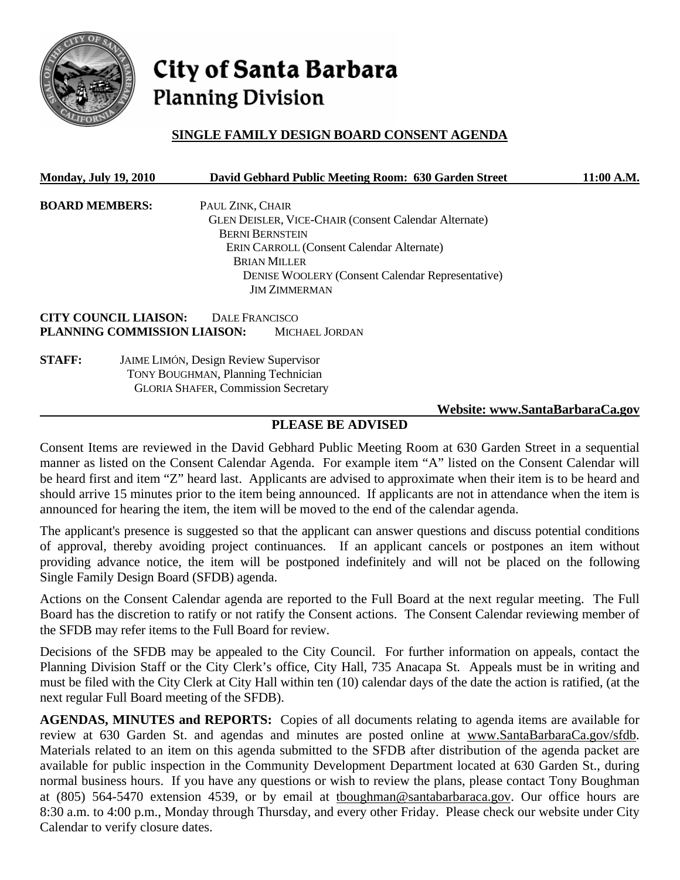# City of Santa Barbara
## Planning Division

### SINGLE FAMILY DESIGN BOARD CONSENT AGENDA

**Monday, July 19, 2010** **David Gebhard Public Meeting Room: 630 Garden Street** **11:00 A.M.**

**BOARD MEMBERS:**
PAUL ZINK, CHAIR
GLEN DEISLER, VICE-CHAIR (Consent Calendar Alternate)
BERNI BERNSTEIN
ERIN CARROLL (Consent Calendar Alternate)
BRIAN MILLER
DENISE WOOLERY (Consent Calendar Representative)
JIM ZIMMERMAN

**CITY COUNCIL LIAISON:** DALE FRANCISCO
**PLANNING COMMISSION LIAISON:** MICHAEL JORDAN

**STAFF:**
JAIME LIMÓN, Design Review Supervisor
TONY BOUGHMAN, Planning Technician
GLORIA SHAFER, Commission Secretary

**Website: www.SantaBarbaraCa.gov**

### PLEASE BE ADVISED

Consent Items are reviewed in the David Gebhard Public Meeting Room at 630 Garden Street in a sequential manner as listed on the Consent Calendar Agenda. For example item "A" listed on the Consent Calendar will be heard first and item "Z" heard last. Applicants are advised to approximate when their item is to be heard and should arrive 15 minutes prior to the item being announced. If applicants are not in attendance when the item is announced for hearing the item, the item will be moved to the end of the calendar agenda.

The applicant's presence is suggested so that the applicant can answer questions and discuss potential conditions of approval, thereby avoiding project continuances. If an applicant cancels or postpones an item without providing advance notice, the item will be postponed indefinitely and will not be placed on the following Single Family Design Board (SFDB) agenda.

Actions on the Consent Calendar agenda are reported to the Full Board at the next regular meeting. The Full Board has the discretion to ratify or not ratify the Consent actions. The Consent Calendar reviewing member of the SFDB may refer items to the Full Board for review.

Decisions of the SFDB may be appealed to the City Council. For further information on appeals, contact the Planning Division Staff or the City Clerk's office, City Hall, 735 Anacapa St. Appeals must be in writing and must be filed with the City Clerk at City Hall within ten (10) calendar days of the date the action is ratified, (at the next regular Full Board meeting of the SFDB).

**AGENDAS, MINUTES and REPORTS:** Copies of all documents relating to agenda items are available for review at 630 Garden St. and agendas and minutes are posted online at www.SantaBarbaraCa.gov/sfdb. Materials related to an item on this agenda submitted to the SFDB after distribution of the agenda packet are available for public inspection in the Community Development Department located at 630 Garden St., during normal business hours. If you have any questions or wish to review the plans, please contact Tony Boughman at (805) 564-5470 extension 4539, or by email at tboughman@santabarbaraca.gov. Our office hours are 8:30 a.m. to 4:00 p.m., Monday through Thursday, and every other Friday. Please check our website under City Calendar to verify closure dates.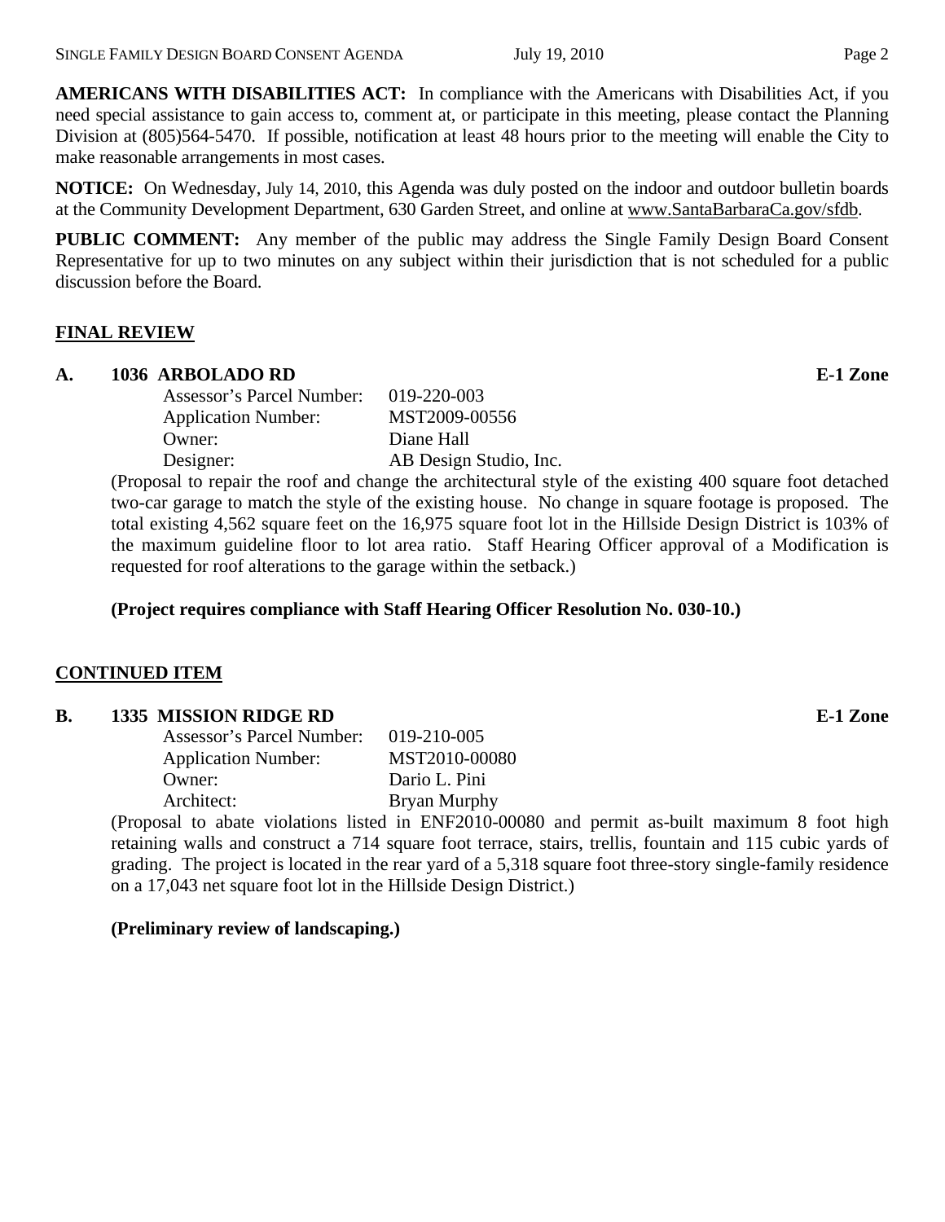**AMERICANS WITH DISABILITIES ACT:** In compliance with the Americans with Disabilities Act, if you need special assistance to gain access to, comment at, or participate in this meeting, please contact the Planning Division at (805)564-5470. If possible, notification at least 48 hours prior to the meeting will enable the City to make reasonable arrangements in most cases.

**NOTICE:** On Wednesday, July 14, 2010, this Agenda was duly posted on the indoor and outdoor bulletin boards at the Community Development Department, 630 Garden Street, and online at www.SantaBarbaraCa.gov/sfdb.

**PUBLIC COMMENT:** Any member of the public may address the Single Family Design Board Consent Representative for up to two minutes on any subject within their jurisdiction that is not scheduled for a public discussion before the Board.

## FINAL REVIEW

**A. 1036 ARBOLADO RD** **E-1 Zone**

Assessor's Parcel Number: 019-220-003
Application Number: MST2009-00556
Owner: Diane Hall
Designer: AB Design Studio, Inc.

(Proposal to repair the roof and change the architectural style of the existing 400 square foot detached two-car garage to match the style of the existing house. No change in square footage is proposed. The total existing 4,562 square feet on the 16,975 square foot lot in the Hillside Design District is 103% of the maximum guideline floor to lot area ratio. Staff Hearing Officer approval of a Modification is requested for roof alterations to the garage within the setback.)

**(Project requires compliance with Staff Hearing Officer Resolution No. 030-10.)**

## CONTINUED ITEM

**B. 1335 MISSION RIDGE RD** **E-1 Zone**

Assessor's Parcel Number: 019-210-005
Application Number: MST2010-00080
Owner: Dario L. Pini
Architect: Bryan Murphy

(Proposal to abate violations listed in ENF2010-00080 and permit as-built maximum 8 foot high retaining walls and construct a 714 square foot terrace, stairs, trellis, fountain and 115 cubic yards of grading. The project is located in the rear yard of a 5,318 square foot three-story single-family residence on a 17,043 net square foot lot in the Hillside Design District.)

**(Preliminary review of landscaping.)**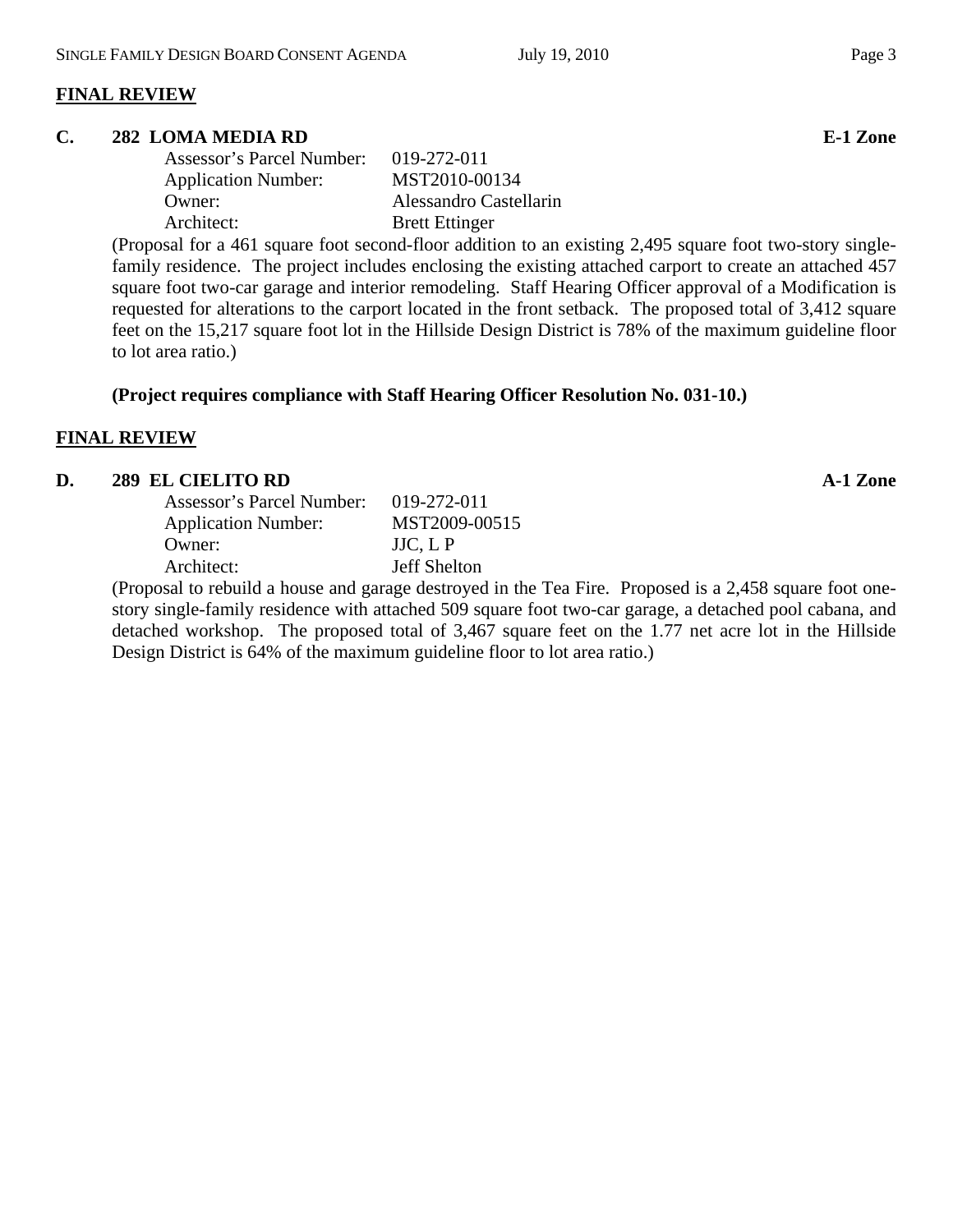## FINAL REVIEW

### C. 282 LOMA MEDIA RD — E-1 Zone

| | |
|---|---|
| Assessor's Parcel Number: | 019-272-011 |
| Application Number: | MST2010-00134 |
| Owner: | Alessandro Castellarin |
| Architect: | Brett Ettinger |

(Proposal for a 461 square foot second-floor addition to an existing 2,495 square foot two-story single-family residence. The project includes enclosing the existing attached carport to create an attached 457 square foot two-car garage and interior remodeling. Staff Hearing Officer approval of a Modification is requested for alterations to the carport located in the front setback. The proposed total of 3,412 square feet on the 15,217 square foot lot in the Hillside Design District is 78% of the maximum guideline floor to lot area ratio.)

**(Project requires compliance with Staff Hearing Officer Resolution No. 031-10.)**

## FINAL REVIEW

### D. 289 EL CIELITO RD — A-1 Zone

| | |
|---|---|
| Assessor's Parcel Number: | 019-272-011 |
| Application Number: | MST2009-00515 |
| Owner: | JJC, L P |
| Architect: | Jeff Shelton |

(Proposal to rebuild a house and garage destroyed in the Tea Fire. Proposed is a 2,458 square foot one-story single-family residence with attached 509 square foot two-car garage, a detached pool cabana, and detached workshop. The proposed total of 3,467 square feet on the 1.77 net acre lot in the Hillside Design District is 64% of the maximum guideline floor to lot area ratio.)